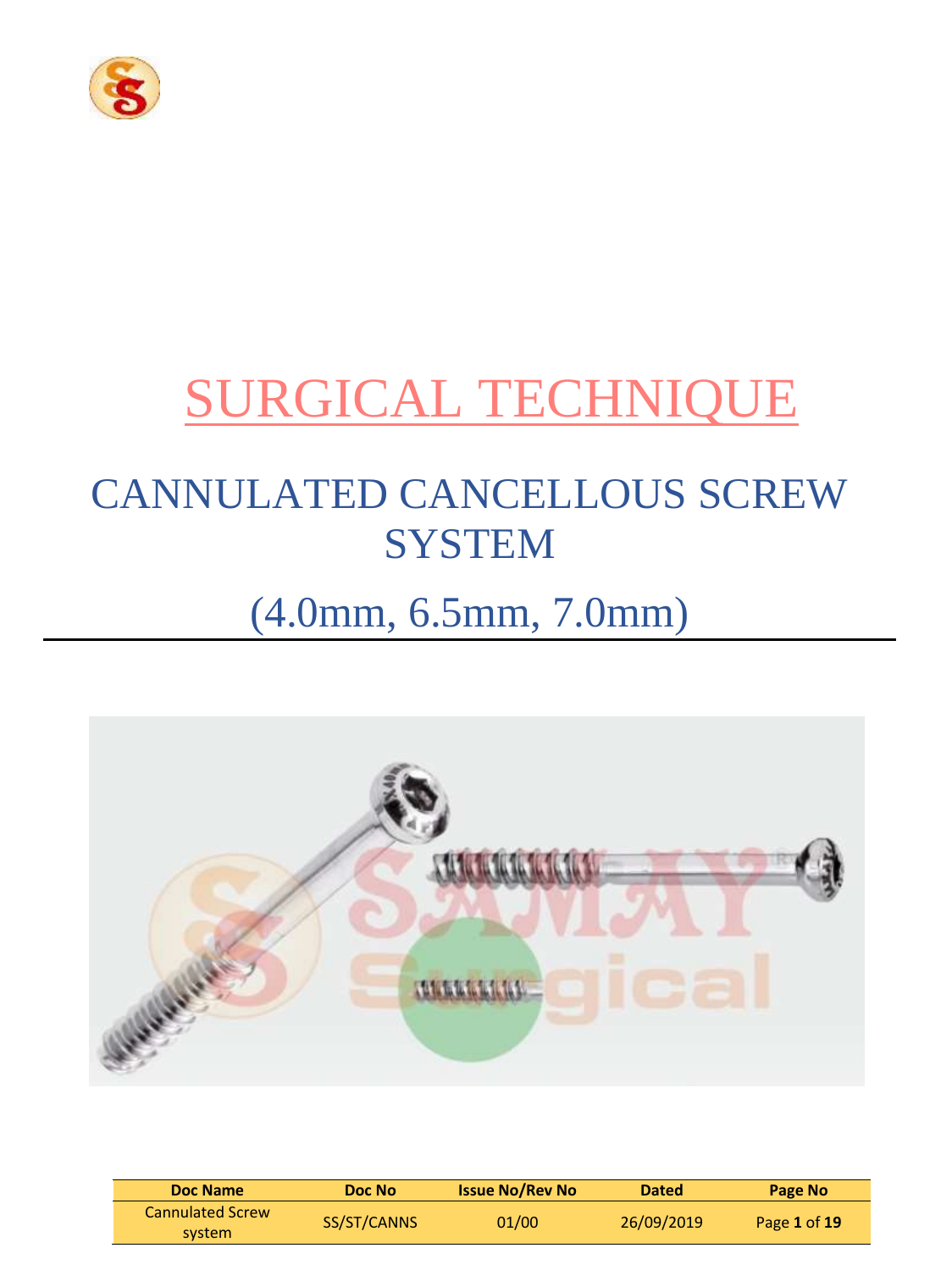# SURGICAL TECHNIQUE

## CANNULATED CANCELLOUS SCREW SYSTEM

## (4.0mm, 6.5mm, 7.0mm)

| Doc Name | Doc No | Issue No/Rev No | Dated | Page No |
|---|---|---|---|---|
| Cannulated Screw system | SS/ST/CANNS | 01/00 | 26/09/2019 | Page **1** of **19** |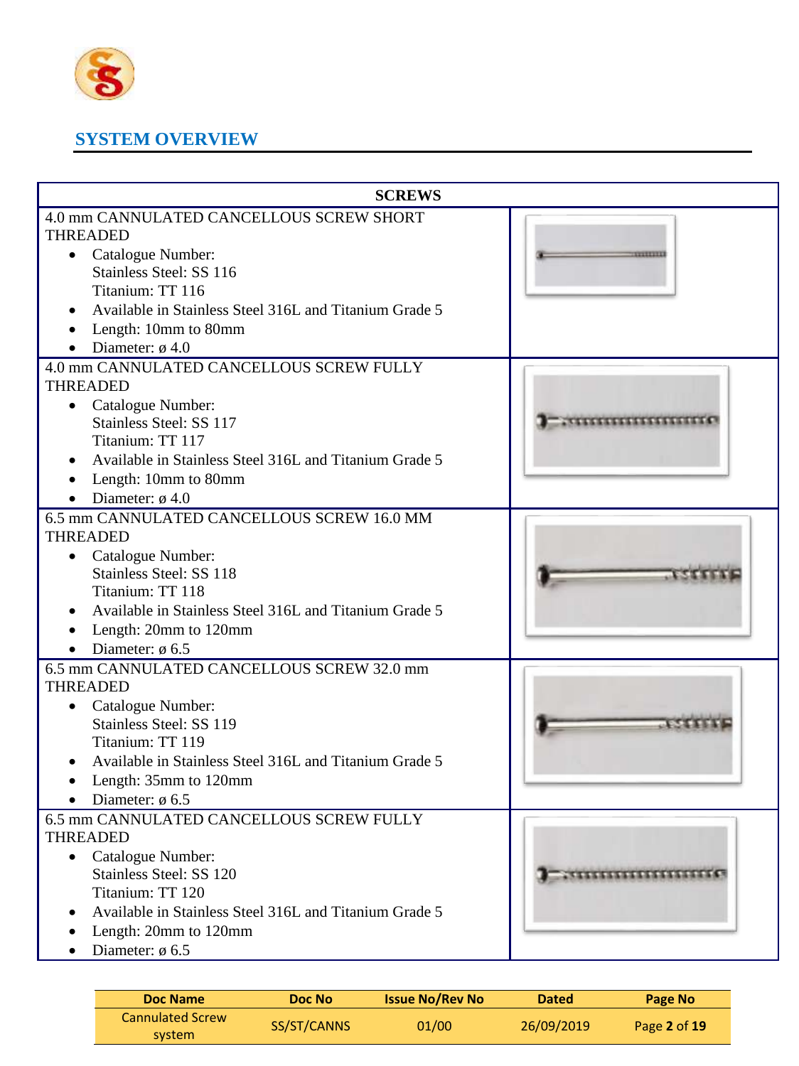## SYSTEM OVERVIEW

| SCREWS | |
|---|---|
| 4.0 mm CANNULATED CANCELLOUS SCREW SHORT THREADED<br>• Catalogue Number:<br>Stainless Steel: SS 116<br>Titanium: TT 116<br>• Available in Stainless Steel 316L and Titanium Grade 5<br>• Length: 10mm to 80mm<br>• Diameter: ø 4.0 | |
| 4.0 mm CANNULATED CANCELLOUS SCREW FULLY THREADED<br>• Catalogue Number:<br>Stainless Steel: SS 117<br>Titanium: TT 117<br>• Available in Stainless Steel 316L and Titanium Grade 5<br>• Length: 10mm to 80mm<br>• Diameter: ø 4.0 | |
| 6.5 mm CANNULATED CANCELLOUS SCREW 16.0 MM THREADED<br>• Catalogue Number:<br>Stainless Steel: SS 118<br>Titanium: TT 118<br>• Available in Stainless Steel 316L and Titanium Grade 5<br>• Length: 20mm to 120mm<br>• Diameter: ø 6.5 | |
| 6.5 mm CANNULATED CANCELLOUS SCREW 32.0 mm THREADED<br>• Catalogue Number:<br>Stainless Steel: SS 119<br>Titanium: TT 119<br>• Available in Stainless Steel 316L and Titanium Grade 5<br>• Length: 35mm to 120mm<br>• Diameter: ø 6.5 | |
| 6.5 mm CANNULATED CANCELLOUS SCREW FULLY THREADED<br>• Catalogue Number:<br>Stainless Steel: SS 120<br>Titanium: TT 120<br>• Available in Stainless Steel 316L and Titanium Grade 5<br>• Length: 20mm to 120mm<br>• Diameter: ø 6.5 | |

| Doc Name | Doc No | Issue No/Rev No | Dated | Page No |
|---|---|---|---|---|
| Cannulated Screw system | SS/ST/CANNS | 01/00 | 26/09/2019 | Page **2** of **19** |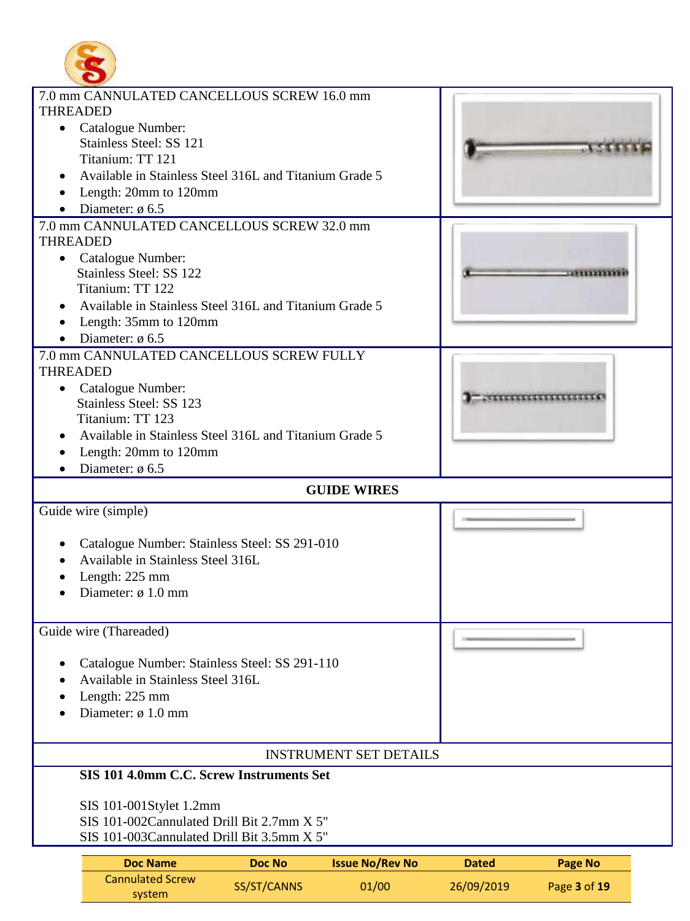7.0 mm CANNULATED CANCELLOUS SCREW 16.0 mm THREADED

- Catalogue Number:
  Stainless Steel: SS 121
  Titanium: TT 121
- Available in Stainless Steel 316L and Titanium Grade 5
- Length: 20mm to 120mm
- Diameter: ø 6.5

7.0 mm CANNULATED CANCELLOUS SCREW 32.0 mm THREADED

- Catalogue Number:
  Stainless Steel: SS 122
  Titanium: TT 122
- Available in Stainless Steel 316L and Titanium Grade 5
- Length: 35mm to 120mm
- Diameter: ø 6.5

7.0 mm CANNULATED CANCELLOUS SCREW FULLY THREADED

- Catalogue Number:
  Stainless Steel: SS 123
  Titanium: TT 123
- Available in Stainless Steel 316L and Titanium Grade 5
- Length: 20mm to 120mm
- Diameter: ø 6.5

## GUIDE WIRES

Guide wire (simple)

- Catalogue Number: Stainless Steel: SS 291-010
- Available in Stainless Steel 316L
- Length: 225 mm
- Diameter: ø 1.0 mm

Guide wire (Thareaded)

- Catalogue Number: Stainless Steel: SS 291-110
- Available in Stainless Steel 316L
- Length: 225 mm
- Diameter: ø 1.0 mm

## INSTRUMENT SET DETAILS

**SIS 101 4.0mm C.C. Screw Instruments Set**

SIS 101-001Stylet 1.2mm
SIS 101-002Cannulated Drill Bit 2.7mm X 5"
SIS 101-003Cannulated Drill Bit 3.5mm X 5"

| Doc Name | Doc No | Issue No/Rev No | Dated |
|---|---|---|---|
| Cannulated Screw system | SS/ST/CANNS | 01/00 | 26/09/2019 |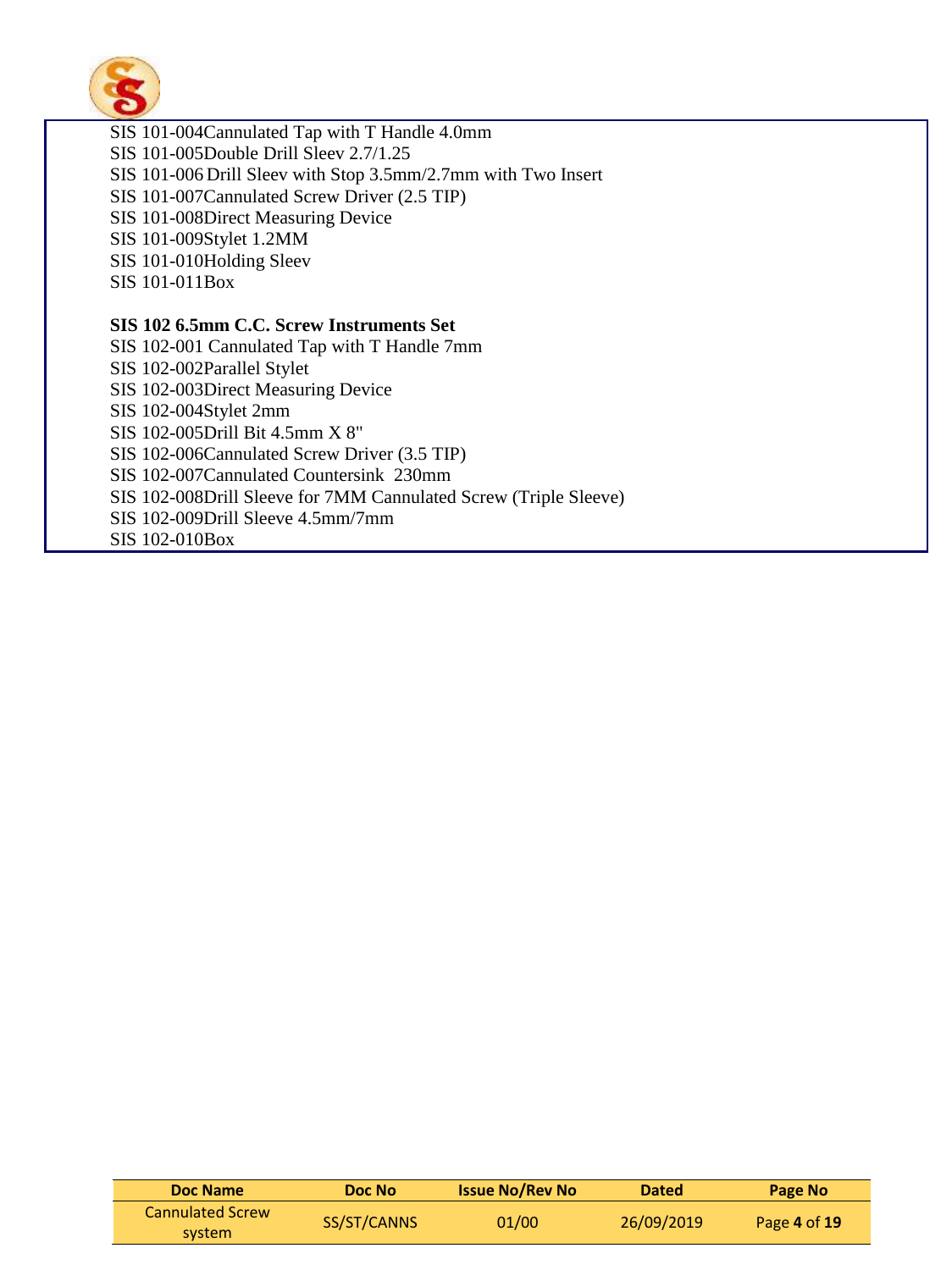SIS 101-004Cannulated Tap with T Handle 4.0mm
SIS 101-005Double Drill Sleev 2.7/1.25
SIS 101-006 Drill Sleev with Stop 3.5mm/2.7mm with Two Insert
SIS 101-007Cannulated Screw Driver (2.5 TIP)
SIS 101-008Direct Measuring Device
SIS 101-009Stylet 1.2MM
SIS 101-010Holding Sleev
SIS 101-011Box

**SIS 102 6.5mm C.C. Screw Instruments Set**

SIS 102-001 Cannulated Tap with T Handle 7mm
SIS 102-002Parallel Stylet
SIS 102-003Direct Measuring Device
SIS 102-004Stylet 2mm
SIS 102-005Drill Bit 4.5mm X 8"
SIS 102-006Cannulated Screw Driver (3.5 TIP)
SIS 102-007Cannulated Countersink 230mm
SIS 102-008Drill Sleeve for 7MM Cannulated Screw (Triple Sleeve)
SIS 102-009Drill Sleeve 4.5mm/7mm
SIS 102-010Box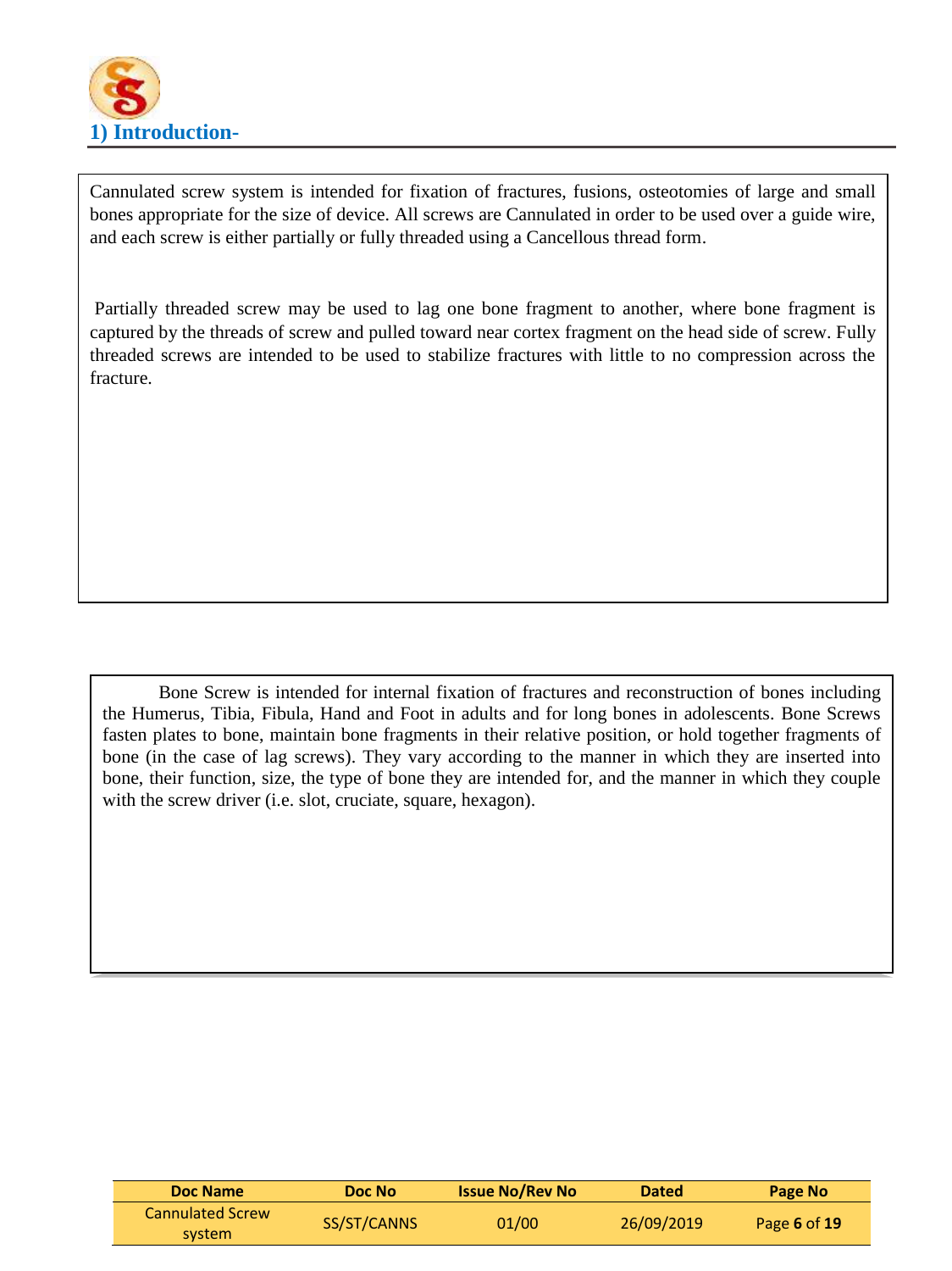## 1) Introduction-

Cannulated screw system is intended for fixation of fractures, fusions, osteotomies of large and small bones appropriate for the size of device. All screws are Cannulated in order to be used over a guide wire, and each screw is either partially or fully threaded using a Cancellous thread form.

Partially threaded screw may be used to lag one bone fragment to another, where bone fragment is captured by the threads of screw and pulled toward near cortex fragment on the head side of screw. Fully threaded screws are intended to be used to stabilize fractures with little to no compression across the fracture.

Bone Screw is intended for internal fixation of fractures and reconstruction of bones including the Humerus, Tibia, Fibula, Hand and Foot in adults and for long bones in adolescents. Bone Screws fasten plates to bone, maintain bone fragments in their relative position, or hold together fragments of bone (in the case of lag screws). They vary according to the manner in which they are inserted into bone, their function, size, the type of bone they are intended for, and the manner in which they couple with the screw driver (i.e. slot, cruciate, square, hexagon).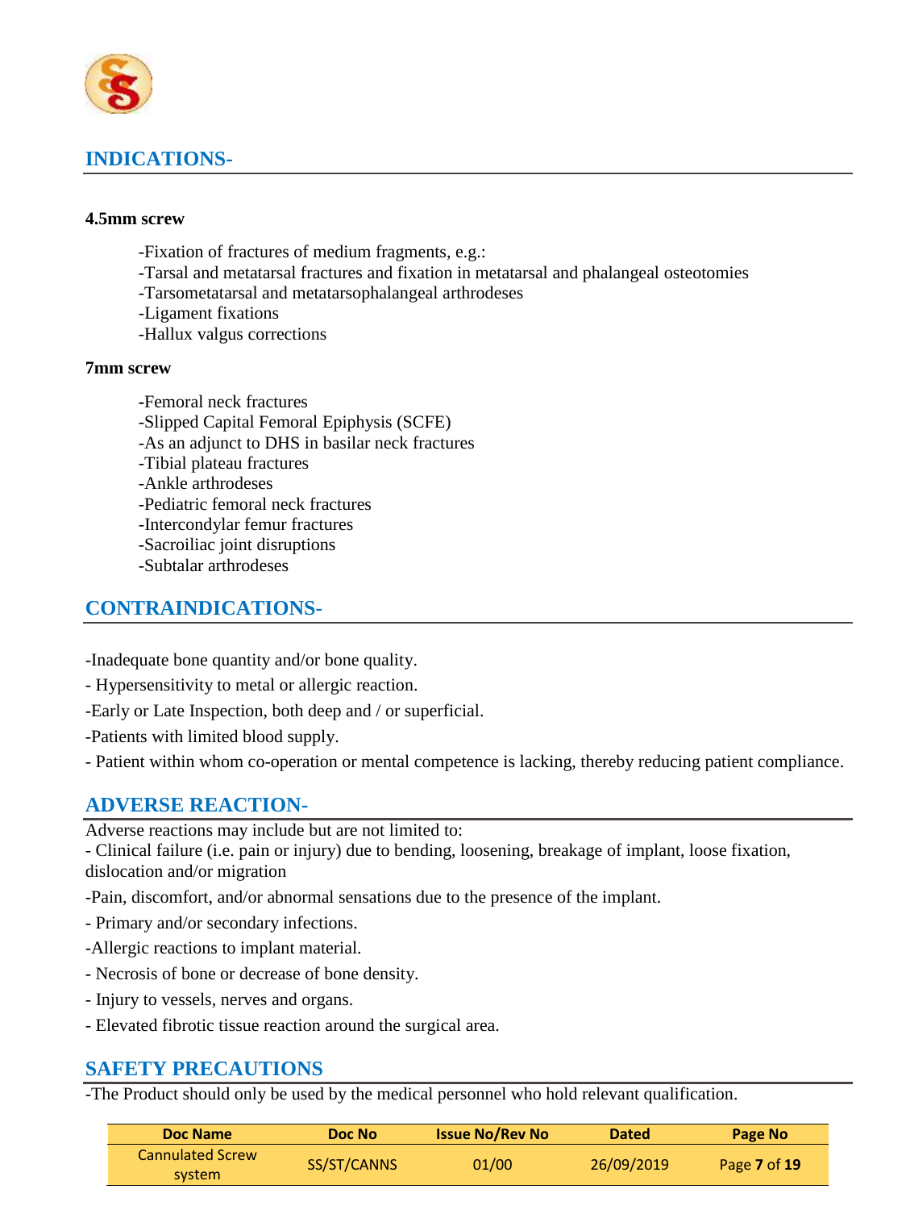## INDICATIONS-

**4.5mm screw**

-Fixation of fractures of medium fragments, e.g.:
-Tarsal and metatarsal fractures and fixation in metatarsal and phalangeal osteotomies
-Tarsometatarsal and metatarsophalangeal arthrodeses
-Ligament fixations
-Hallux valgus corrections

**7mm screw**

-Femoral neck fractures
-Slipped Capital Femoral Epiphysis (SCFE)
-As an adjunct to DHS in basilar neck fractures
-Tibial plateau fractures
-Ankle arthrodeses
-Pediatric femoral neck fractures
-Intercondylar femur fractures
-Sacroiliac joint disruptions
-Subtalar arthrodeses

## CONTRAINDICATIONS-

-Inadequate bone quantity and/or bone quality.

- Hypersensitivity to metal or allergic reaction.

-Early or Late Inspection, both deep and / or superficial.

-Patients with limited blood supply.

- Patient within whom co-operation or mental competence is lacking, thereby reducing patient compliance.

## ADVERSE REACTION-

Adverse reactions may include but are not limited to:

- Clinical failure (i.e. pain or injury) due to bending, loosening, breakage of implant, loose fixation, dislocation and/or migration

-Pain, discomfort, and/or abnormal sensations due to the presence of the implant.

- Primary and/or secondary infections.

-Allergic reactions to implant material.

- Necrosis of bone or decrease of bone density.

- Injury to vessels, nerves and organs.

- Elevated fibrotic tissue reaction around the surgical area.

## SAFETY PRECAUTIONS

-The Product should only be used by the medical personnel who hold relevant qualification.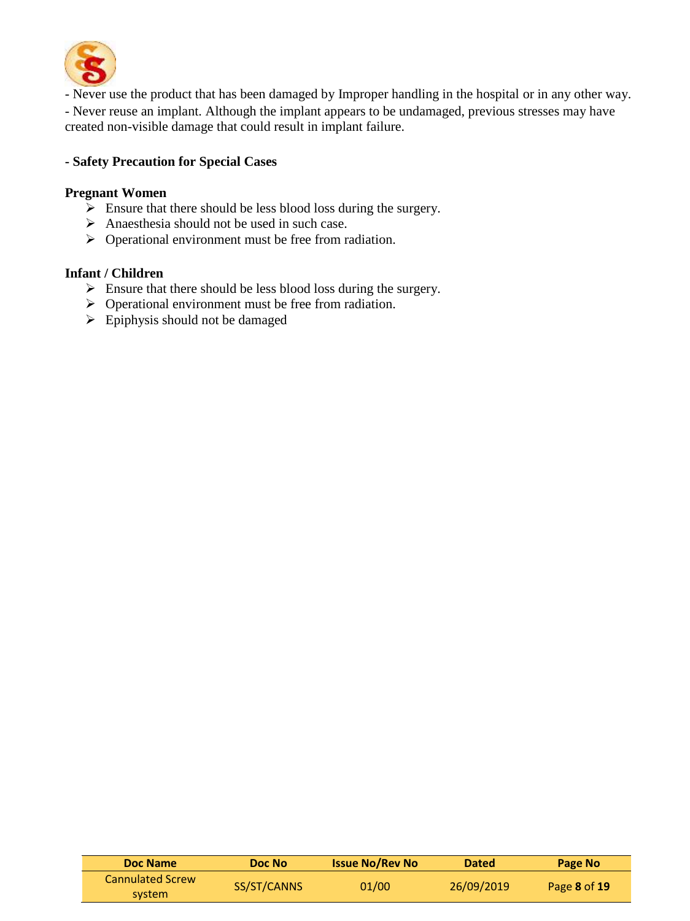- Never use the product that has been damaged by Improper handling in the hospital or in any other way.

- Never reuse an implant. Although the implant appears to be undamaged, previous stresses may have created non-visible damage that could result in implant failure.

**- Safety Precaution for Special Cases**

**Pregnant Women**

- Ensure that there should be less blood loss during the surgery.
- Anaesthesia should not be used in such case.
- Operational environment must be free from radiation.

**Infant / Children**

- Ensure that there should be less blood loss during the surgery.
- Operational environment must be free from radiation.
- Epiphysis should not be damaged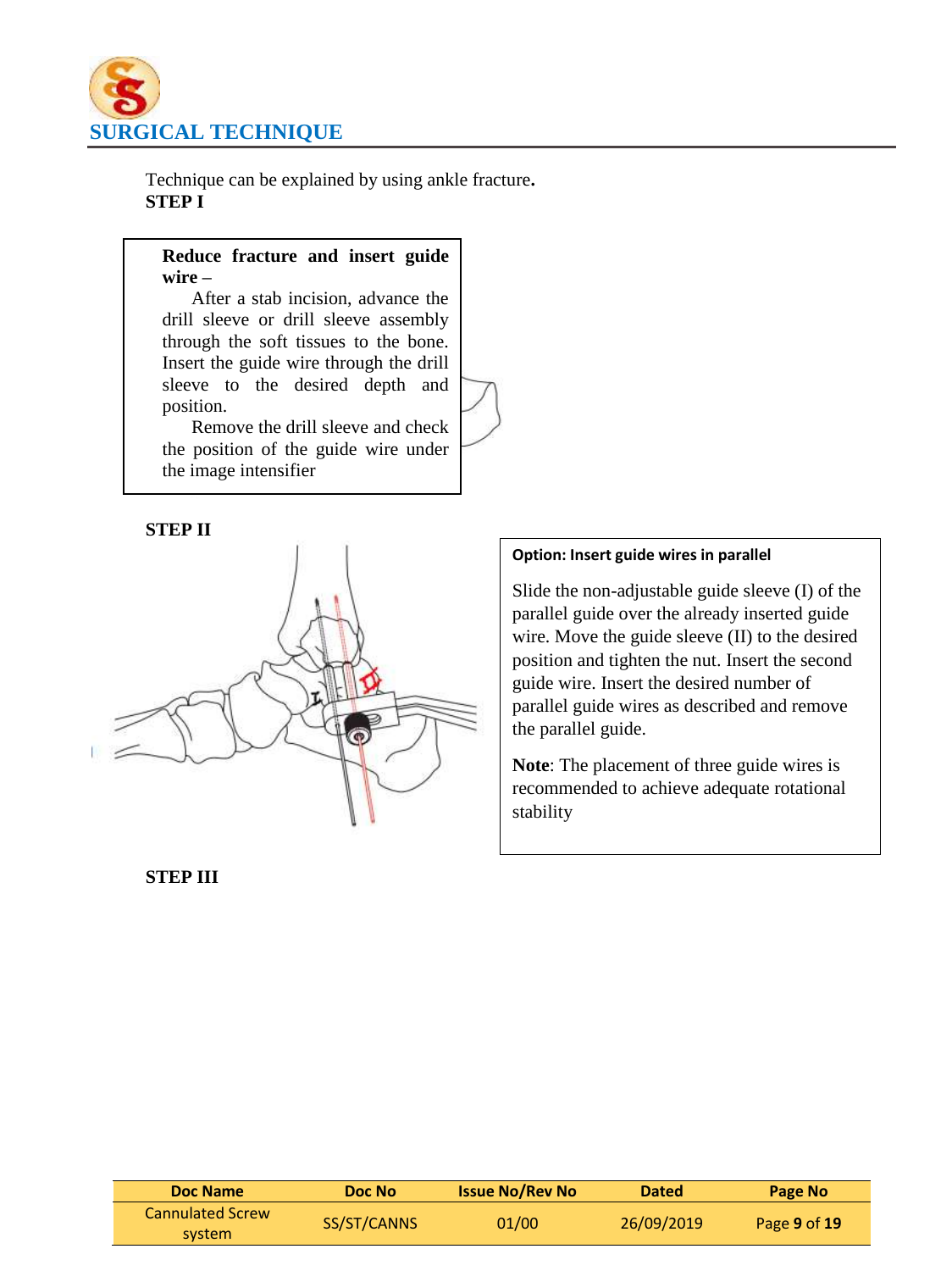## SURGICAL TECHNIQUE

Technique can be explained by using ankle fracture.

**STEP I**

**Reduce fracture and insert guide wire –**

After a stab incision, advance the drill sleeve or drill sleeve assembly through the soft tissues to the bone. Insert the guide wire through the drill sleeve to the desired depth and position.

Remove the drill sleeve and check the position of the guide wire under the image intensifier

**STEP II**

**Option: Insert guide wires in parallel**

Slide the non-adjustable guide sleeve (I) of the parallel guide over the already inserted guide wire. Move the guide sleeve (II) to the desired position and tighten the nut. Insert the second guide wire. Insert the desired number of parallel guide wires as described and remove the parallel guide.

**Note**: The placement of three guide wires is recommended to achieve adequate rotational stability

**STEP III**

| Doc Name | Doc No | Issue No/Rev No | Dated | Page No |
|---|---|---|---|---|
| Cannulated Screw system | SS/ST/CANNS | 01/00 | 26/09/2019 | Page 9 of 19 |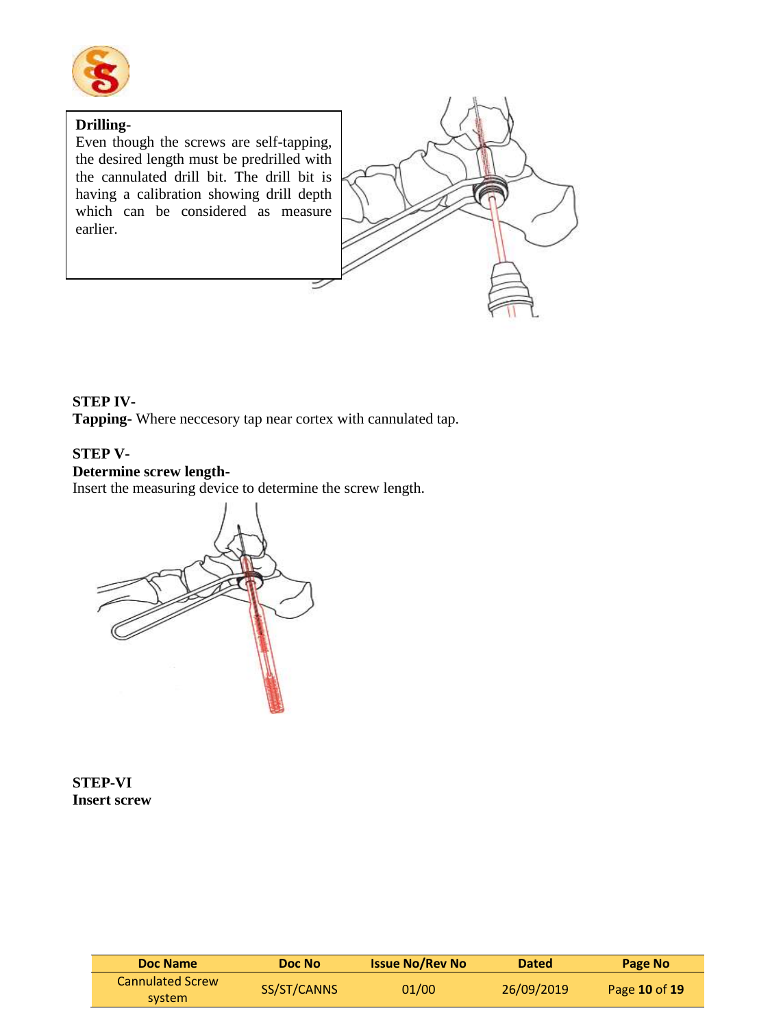**Drilling-**
Even though the screws are self-tapping, the desired length must be predrilled with the cannulated drill bit. The drill bit is having a calibration showing drill depth which can be considered as measure earlier.

**STEP IV-**
**Tapping-** Where neccesory tap near cortex with cannulated tap.

**STEP V-**
**Determine screw length-**
Insert the measuring device to determine the screw length.

**STEP-VI**
**Insert screw**

| Doc Name | Doc No | Issue No/Rev No | Dated | Page No |
|---|---|---|---|---|
| Cannulated Screw system | SS/ST/CANNS | 01/00 | 26/09/2019 | Page **10** of **19** |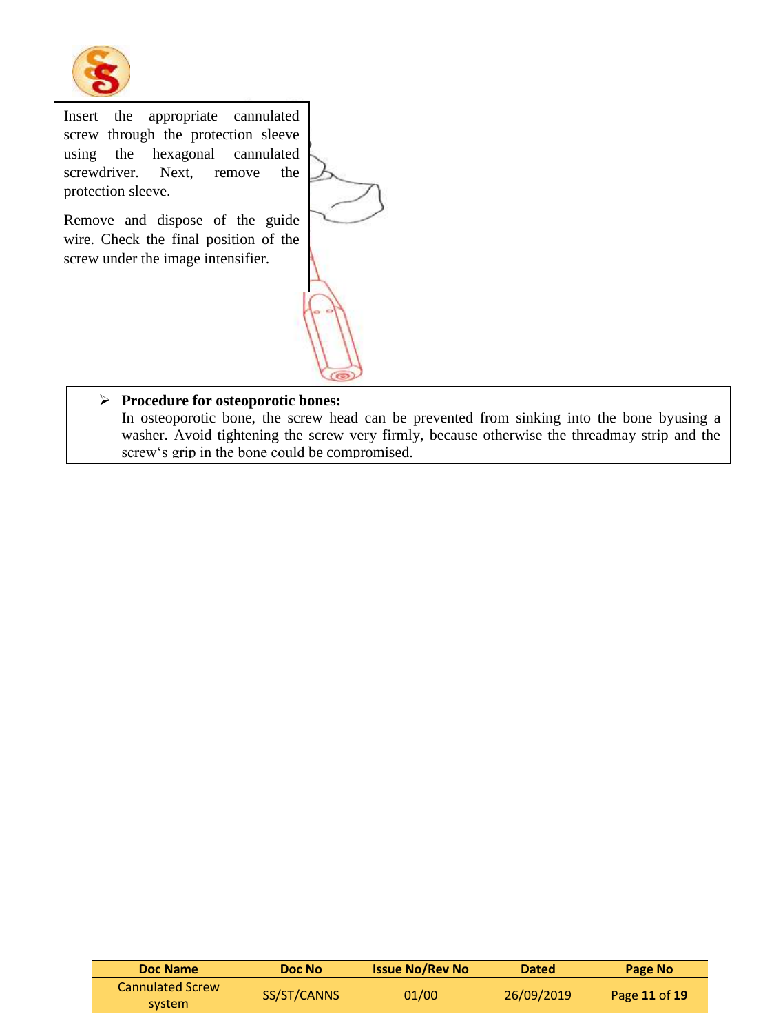Insert the appropriate cannulated screw through the protection sleeve using the hexagonal cannulated screwdriver. Next, remove the protection sleeve.

Remove and dispose of the guide wire. Check the final position of the screw under the image intensifier.

- **Procedure for osteoporotic bones:**
  In osteoporotic bone, the screw head can be prevented from sinking into the bone byusing a washer. Avoid tightening the screw very firmly, because otherwise the threadmay strip and the screw‘s grip in the bone could be compromised.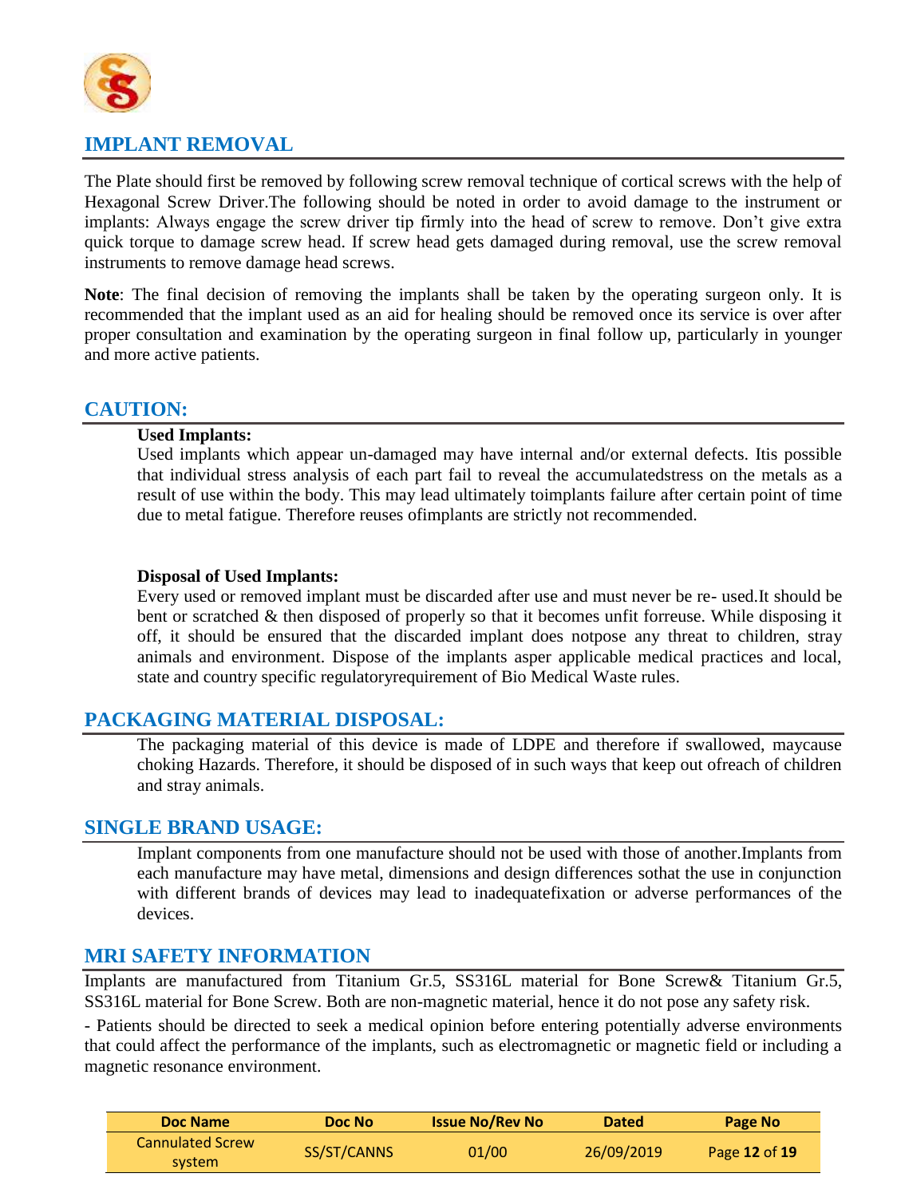## IMPLANT REMOVAL

The Plate should first be removed by following screw removal technique of cortical screws with the help of Hexagonal Screw Driver.The following should be noted in order to avoid damage to the instrument or implants: Always engage the screw driver tip firmly into the head of screw to remove. Don't give extra quick torque to damage screw head. If screw head gets damaged during removal, use the screw removal instruments to remove damage head screws.

**Note**: The final decision of removing the implants shall be taken by the operating surgeon only. It is recommended that the implant used as an aid for healing should be removed once its service is over after proper consultation and examination by the operating surgeon in final follow up, particularly in younger and more active patients.

## CAUTION:

**Used Implants:**

Used implants which appear un-damaged may have internal and/or external defects. Itis possible that individual stress analysis of each part fail to reveal the accumulatedstress on the metals as a result of use within the body. This may lead ultimately toimplants failure after certain point of time due to metal fatigue. Therefore reuses ofimplants are strictly not recommended.

**Disposal of Used Implants:**

Every used or removed implant must be discarded after use and must never be re- used.It should be bent or scratched & then disposed of properly so that it becomes unfit forreuse. While disposing it off, it should be ensured that the discarded implant does notpose any threat to children, stray animals and environment. Dispose of the implants asper applicable medical practices and local, state and country specific regulatoryrequirement of Bio Medical Waste rules.

## PACKAGING MATERIAL DISPOSAL:

The packaging material of this device is made of LDPE and therefore if swallowed, maycause choking Hazards. Therefore, it should be disposed of in such ways that keep out ofreach of children and stray animals.

## SINGLE BRAND USAGE:

Implant components from one manufacture should not be used with those of another.Implants from each manufacture may have metal, dimensions and design differences sothat the use in conjunction with different brands of devices may lead to inadequatefixation or adverse performances of the devices.

## MRI SAFETY INFORMATION

Implants are manufactured from Titanium Gr.5, SS316L material for Bone Screw& Titanium Gr.5, SS316L material for Bone Screw. Both are non-magnetic material, hence it do not pose any safety risk.

- Patients should be directed to seek a medical opinion before entering potentially adverse environments that could affect the performance of the implants, such as electromagnetic or magnetic field or including a magnetic resonance environment.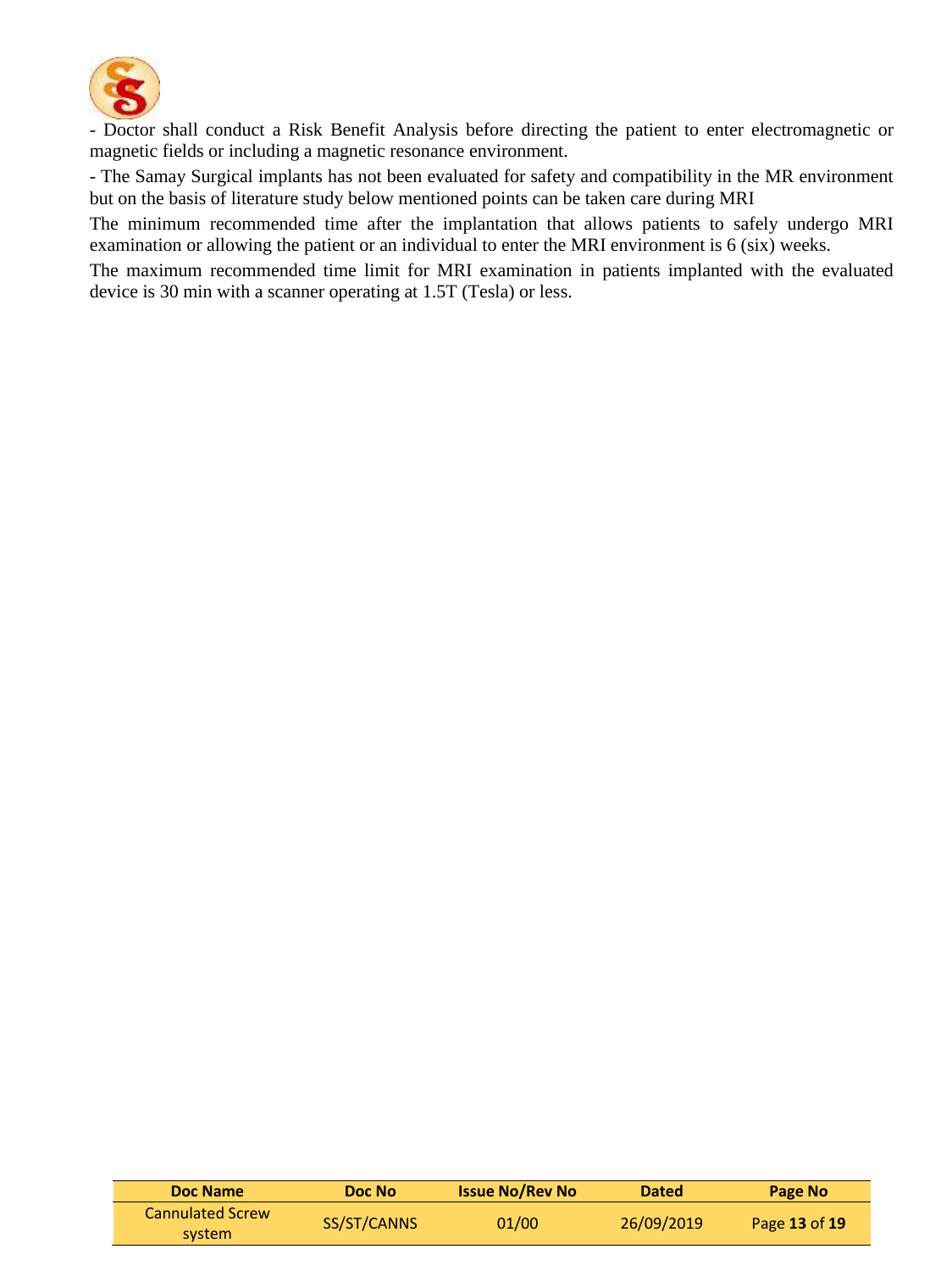- Doctor shall conduct a Risk Benefit Analysis before directing the patient to enter electromagnetic or magnetic fields or including a magnetic resonance environment.

- The Samay Surgical implants has not been evaluated for safety and compatibility in the MR environment but on the basis of literature study below mentioned points can be taken care during MRI

The minimum recommended time after the implantation that allows patients to safely undergo MRI examination or allowing the patient or an individual to enter the MRI environment is 6 (six) weeks.

The maximum recommended time limit for MRI examination in patients implanted with the evaluated device is 30 min with a scanner operating at 1.5T (Tesla) or less.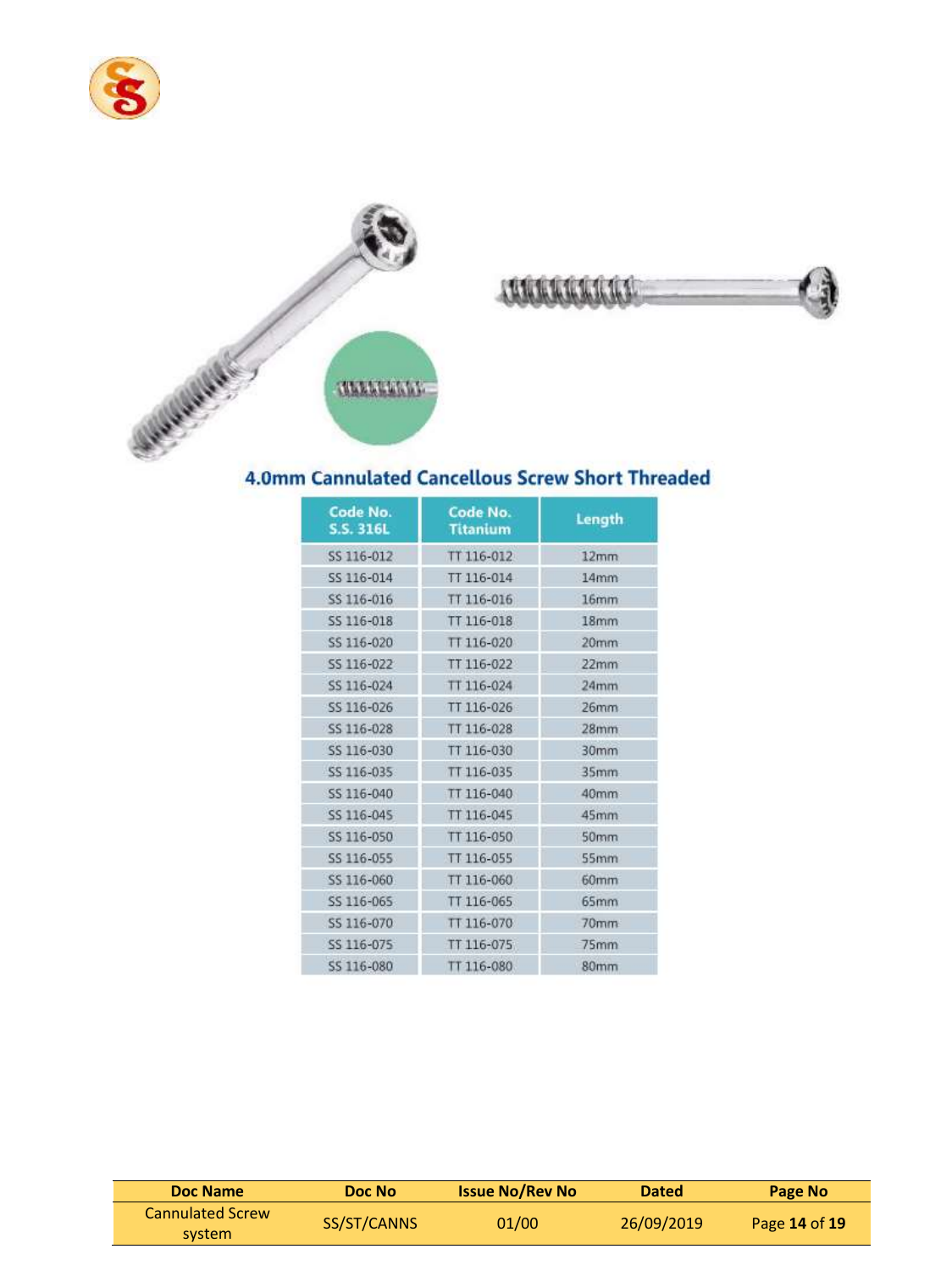## 4.0mm Cannulated Cancellous Screw Short Threaded

| Code No. S.S. 316L | Code No. Titanium | Length |
|---|---|---|
| SS 116-012 | TT 116-012 | 12mm |
| SS 116-014 | TT 116-014 | 14mm |
| SS 116-016 | TT 116-016 | 16mm |
| SS 116-018 | TT 116-018 | 18mm |
| SS 116-020 | TT 116-020 | 20mm |
| SS 116-022 | TT 116-022 | 22mm |
| SS 116-024 | TT 116-024 | 24mm |
| SS 116-026 | TT 116-026 | 26mm |
| SS 116-028 | TT 116-028 | 28mm |
| SS 116-030 | TT 116-030 | 30mm |
| SS 116-035 | TT 116-035 | 35mm |
| SS 116-040 | TT 116-040 | 40mm |
| SS 116-045 | TT 116-045 | 45mm |
| SS 116-050 | TT 116-050 | 50mm |
| SS 116-055 | TT 116-055 | 55mm |
| SS 116-060 | TT 116-060 | 60mm |
| SS 116-065 | TT 116-065 | 65mm |
| SS 116-070 | TT 116-070 | 70mm |
| SS 116-075 | TT 116-075 | 75mm |
| SS 116-080 | TT 116-080 | 80mm |

| Doc Name | Doc No | Issue No/Rev No | Dated | Page No |
|---|---|---|---|---|
| Cannulated Screw system | SS/ST/CANNS | 01/00 | 26/09/2019 | Page **14** of **19** |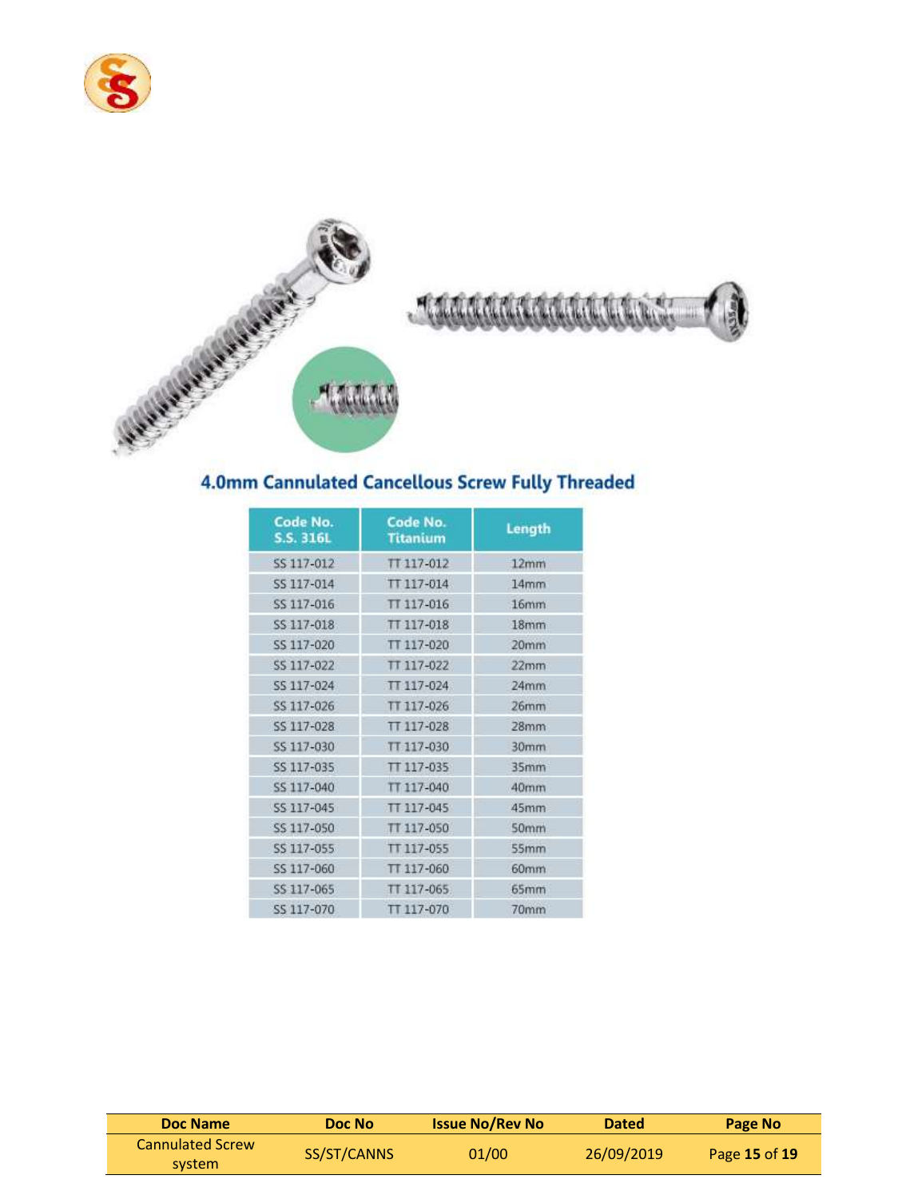## 4.0mm Cannulated Cancellous Screw Fully Threaded

| Code No. S.S. 316L | Code No. Titanium | Length |
|---|---|---|
| SS 117-012 | TT 117-012 | 12mm |
| SS 117-014 | TT 117-014 | 14mm |
| SS 117-016 | TT 117-016 | 16mm |
| SS 117-018 | TT 117-018 | 18mm |
| SS 117-020 | TT 117-020 | 20mm |
| SS 117-022 | TT 117-022 | 22mm |
| SS 117-024 | TT 117-024 | 24mm |
| SS 117-026 | TT 117-026 | 26mm |
| SS 117-028 | TT 117-028 | 28mm |
| SS 117-030 | TT 117-030 | 30mm |
| SS 117-035 | TT 117-035 | 35mm |
| SS 117-040 | TT 117-040 | 40mm |
| SS 117-045 | TT 117-045 | 45mm |
| SS 117-050 | TT 117-050 | 50mm |
| SS 117-055 | TT 117-055 | 55mm |
| SS 117-060 | TT 117-060 | 60mm |
| SS 117-065 | TT 117-065 | 65mm |
| SS 117-070 | TT 117-070 | 70mm |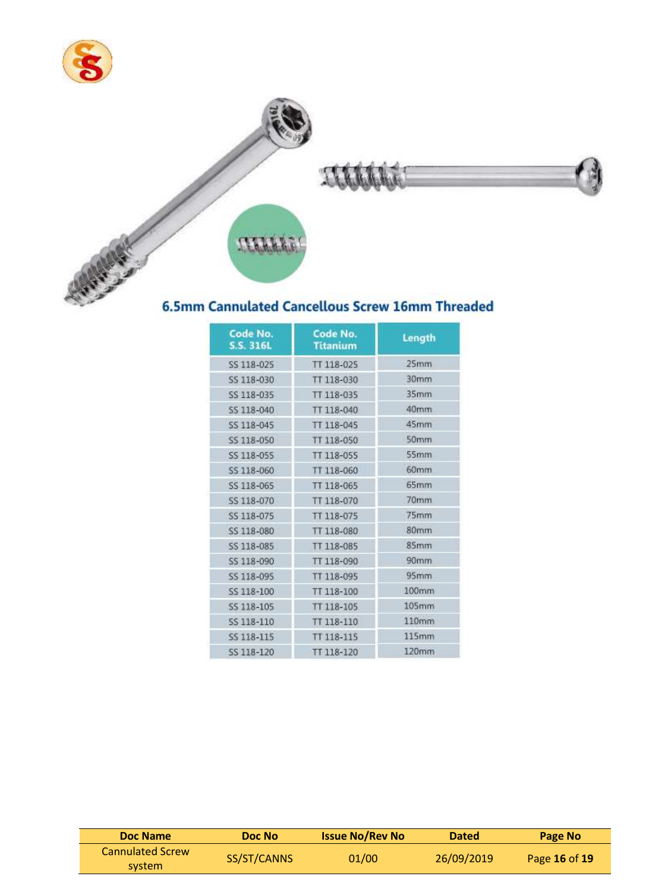## 6.5mm Cannulated Cancellous Screw 16mm Threaded

| Code No. S.S. 316L | Code No. Titanium | Length |
|---|---|---|
| SS 118-025 | TT 118-025 | 25mm |
| SS 118-030 | TT 118-030 | 30mm |
| SS 118-035 | TT 118-035 | 35mm |
| SS 118-040 | TT 118-040 | 40mm |
| SS 118-045 | TT 118-045 | 45mm |
| SS 118-050 | TT 118-050 | 50mm |
| SS 118-055 | TT 118-055 | 55mm |
| SS 118-060 | TT 118-060 | 60mm |
| SS 118-065 | TT 118-065 | 65mm |
| SS 118-070 | TT 118-070 | 70mm |
| SS 118-075 | TT 118-075 | 75mm |
| SS 118-080 | TT 118-080 | 80mm |
| SS 118-085 | TT 118-085 | 85mm |
| SS 118-090 | TT 118-090 | 90mm |
| SS 118-095 | TT 118-095 | 95mm |
| SS 118-100 | TT 118-100 | 100mm |
| SS 118-105 | TT 118-105 | 105mm |
| SS 118-110 | TT 118-110 | 110mm |
| SS 118-115 | TT 118-115 | 115mm |
| SS 118-120 | TT 118-120 | 120mm |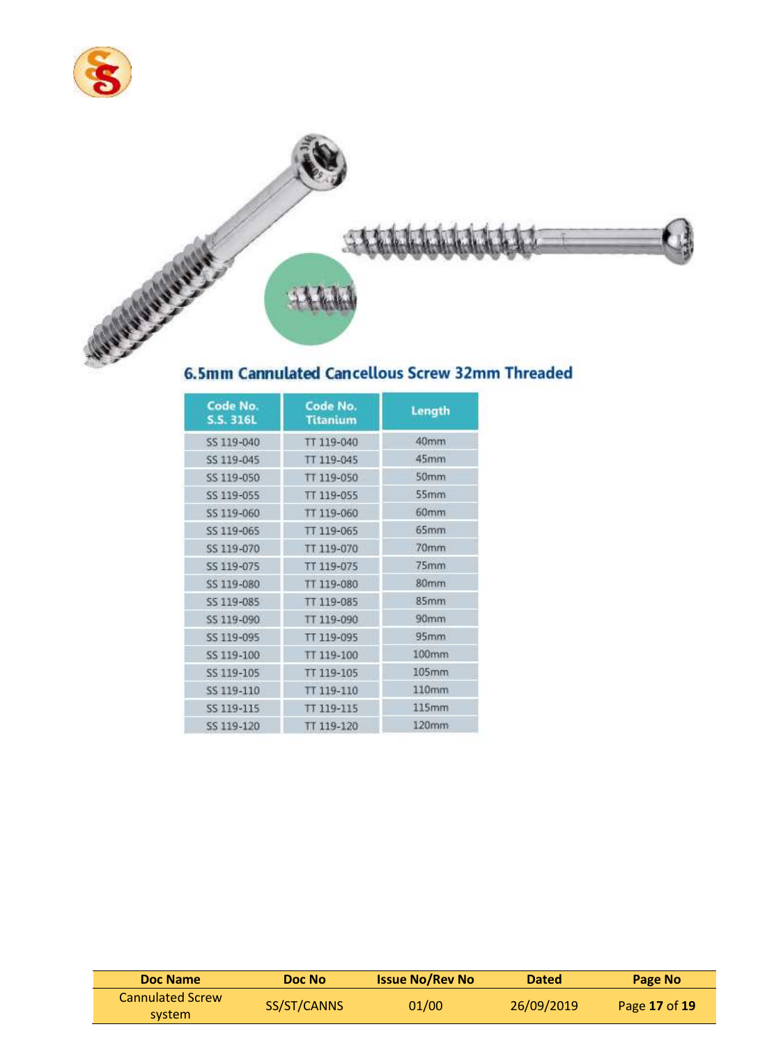## 6.5mm Cannulated Cancellous Screw 32mm Threaded

| Code No. S.S. 316L | Code No. Titanium | Length |
|---|---|---|
| SS 119-040 | TT 119-040 | 40mm |
| SS 119-045 | TT 119-045 | 45mm |
| SS 119-050 | TT 119-050 | 50mm |
| SS 119-055 | TT 119-055 | 55mm |
| SS 119-060 | TT 119-060 | 60mm |
| SS 119-065 | TT 119-065 | 65mm |
| SS 119-070 | TT 119-070 | 70mm |
| SS 119-075 | TT 119-075 | 75mm |
| SS 119-080 | TT 119-080 | 80mm |
| SS 119-085 | TT 119-085 | 85mm |
| SS 119-090 | TT 119-090 | 90mm |
| SS 119-095 | TT 119-095 | 95mm |
| SS 119-100 | TT 119-100 | 100mm |
| SS 119-105 | TT 119-105 | 105mm |
| SS 119-110 | TT 119-110 | 110mm |
| SS 119-115 | TT 119-115 | 115mm |
| SS 119-120 | TT 119-120 | 120mm |

| Doc Name | Doc No | Issue No/Rev No | Dated | Page No |
|---|---|---|---|---|
| Cannulated Screw system | SS/ST/CANNS | 01/00 | 26/09/2019 | Page **17** of **19** |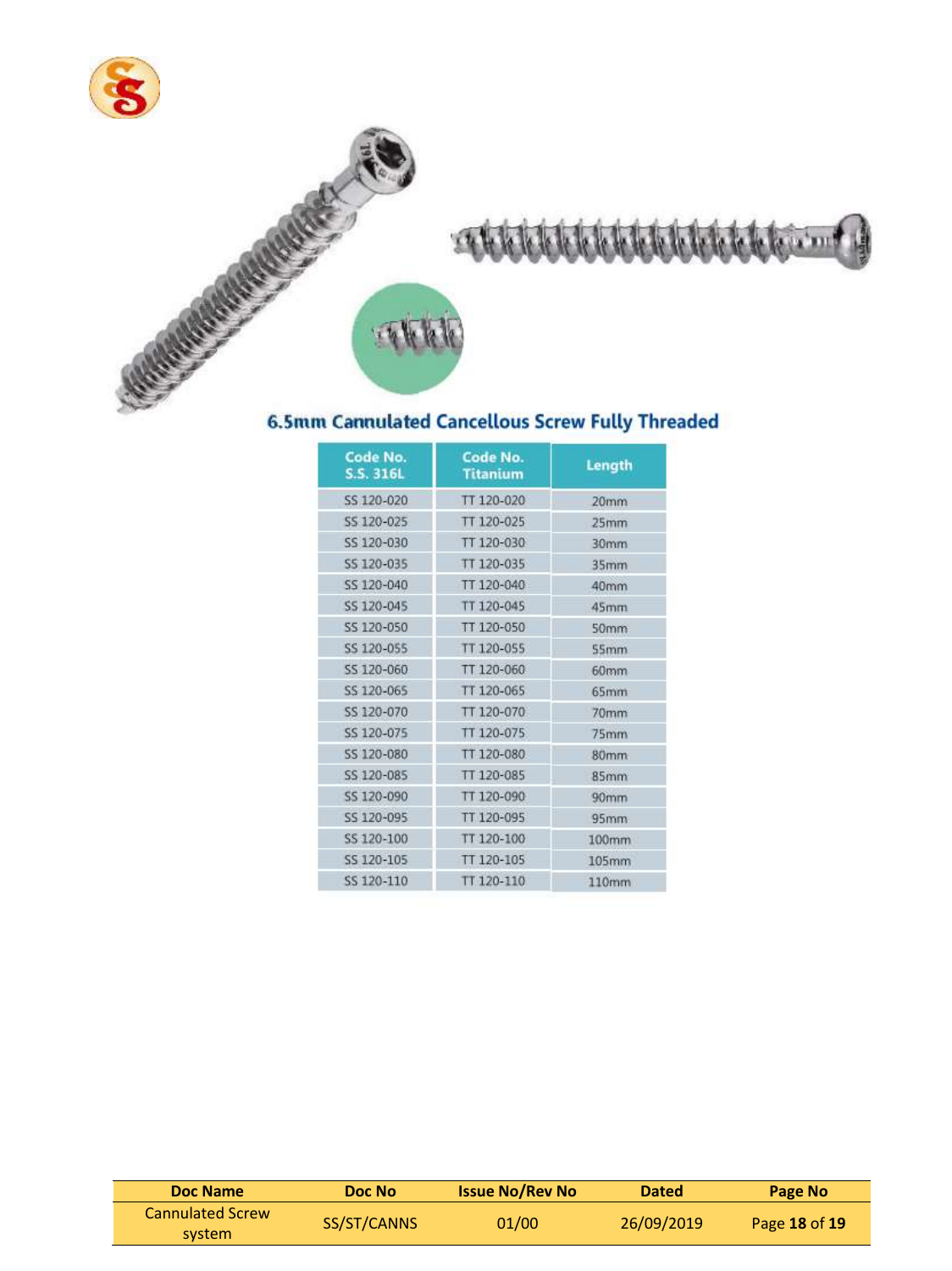## 6.5mm Cannulated Cancellous Screw Fully Threaded

| Code No. S.S. 316L | Code No. Titanium | Length |
|---|---|---|
| SS 120-020 | TT 120-020 | 20mm |
| SS 120-025 | TT 120-025 | 25mm |
| SS 120-030 | TT 120-030 | 30mm |
| SS 120-035 | TT 120-035 | 35mm |
| SS 120-040 | TT 120-040 | 40mm |
| SS 120-045 | TT 120-045 | 45mm |
| SS 120-050 | TT 120-050 | 50mm |
| SS 120-055 | TT 120-055 | 55mm |
| SS 120-060 | TT 120-060 | 60mm |
| SS 120-065 | TT 120-065 | 65mm |
| SS 120-070 | TT 120-070 | 70mm |
| SS 120-075 | TT 120-075 | 75mm |
| SS 120-080 | TT 120-080 | 80mm |
| SS 120-085 | TT 120-085 | 85mm |
| SS 120-090 | TT 120-090 | 90mm |
| SS 120-095 | TT 120-095 | 95mm |
| SS 120-100 | TT 120-100 | 100mm |
| SS 120-105 | TT 120-105 | 105mm |
| SS 120-110 | TT 120-110 | 110mm |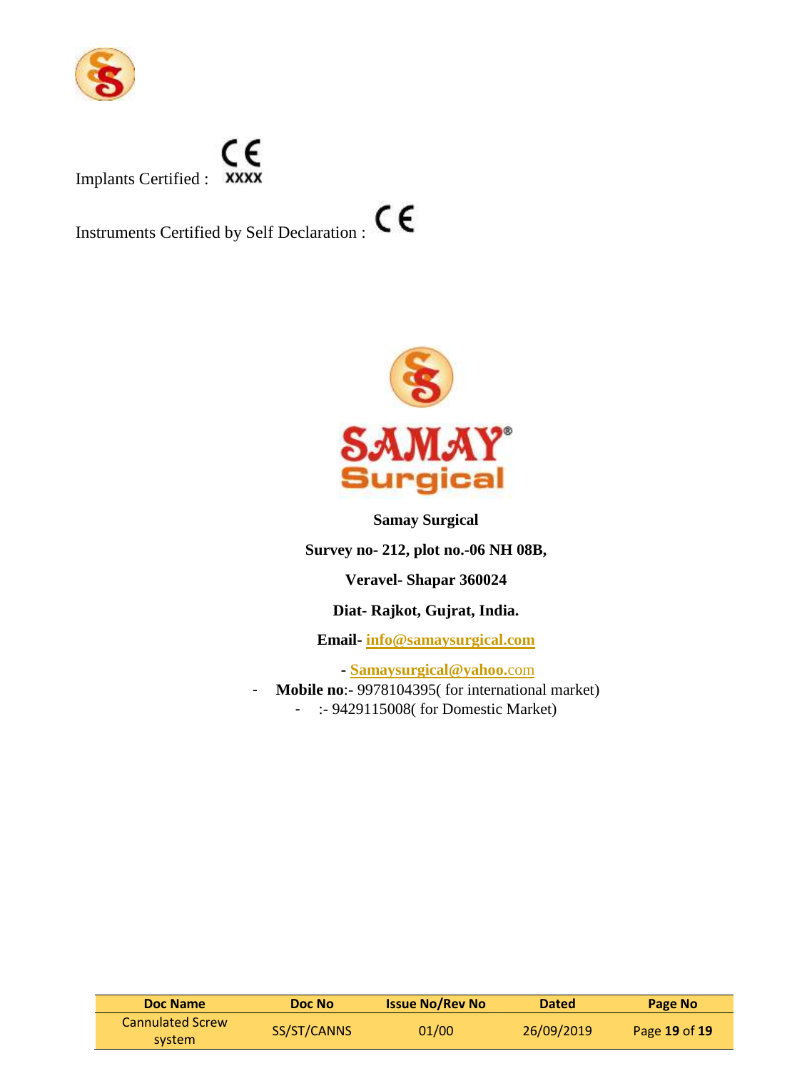Implants Certified : CE XXXX

Instruments Certified by Self Declaration : CE

**Samay Surgical**

**Survey no- 212, plot no.-06 NH 08B,**

**Veravel- Shapar 360024**

**Diat- Rajkot, Gujrat, India.**

**Email- info@samaysurgical.com**

**- Samaysurgical@yahoo.**com

- **Mobile no**:- 9978104395( for international market)
  - :- 9429115008( for Domestic Market)

| Doc Name | Doc No | Issue No/Rev No | Dated | Page No |
|---|---|---|---|---|
| Cannulated Screw system | SS/ST/CANNS | 01/00 | 26/09/2019 | Page 19 of 19 |